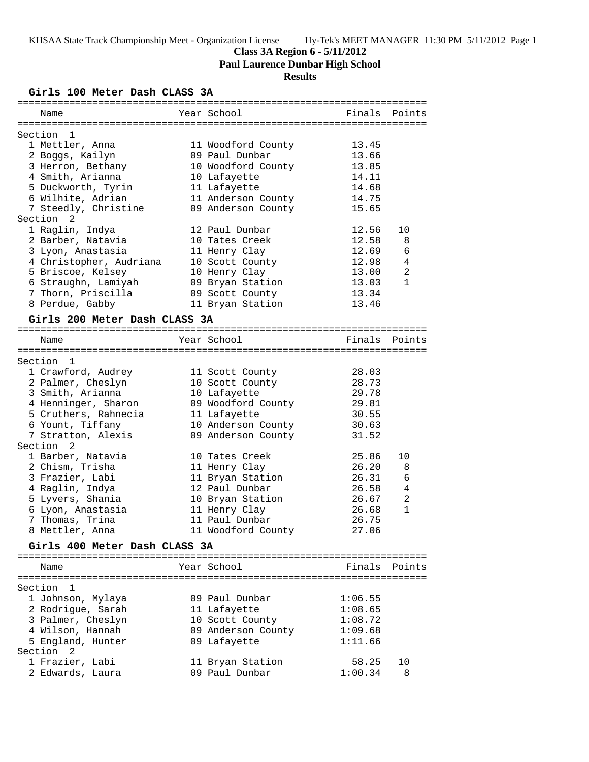KHSAA State Track Championship Meet - Organization License    Hy-Tek's MEET MANAGER 11:30 PM 5/11/2012

# Class 3A Region 6 - 5/11/2012

## Paul Laurence Dunbar High School

## Results

### Girls 100 Meter Dash CLASS 3A

| | Name | Year | School | Finals | Points |
|---|---|---|---|---|---|
| **Section 1** | | | | | |
| 1 | Mettler, Anna | 11 | Woodford County | 13.45 | |
| 2 | Boggs, Kailyn | 09 | Paul Dunbar | 13.66 | |
| 3 | Herron, Bethany | 10 | Woodford County | 13.85 | |
| 4 | Smith, Arianna | 10 | Lafayette | 14.11 | |
| 5 | Duckworth, Tyrin | 11 | Lafayette | 14.68 | |
| 6 | Wilhite, Adrian | 11 | Anderson County | 14.75 | |
| 7 | Steedly, Christine | 09 | Anderson County | 15.65 | |
| **Section 2** | | | | | |
| 1 | Raglin, Indya | 12 | Paul Dunbar | 12.56 | 10 |
| 2 | Barber, Natavia | 10 | Tates Creek | 12.58 | 8 |
| 3 | Lyon, Anastasia | 11 | Henry Clay | 12.69 | 6 |
| 4 | Christopher, Audriana | 10 | Scott County | 12.98 | 4 |
| 5 | Briscoe, Kelsey | 10 | Henry Clay | 13.00 | 2 |
| 6 | Straughn, Lamiyah | 09 | Bryan Station | 13.03 | 1 |
| 7 | Thorn, Priscilla | 09 | Scott County | 13.34 | |
| 8 | Perdue, Gabby | 11 | Bryan Station | 13.46 | |

### Girls 200 Meter Dash CLASS 3A

| | Name | Year | School | Finals | Points |
|---|---|---|---|---|---|
| **Section 1** | | | | | |
| 1 | Crawford, Audrey | 11 | Scott County | 28.03 | |
| 2 | Palmer, Cheslyn | 10 | Scott County | 28.73 | |
| 3 | Smith, Arianna | 10 | Lafayette | 29.78 | |
| 4 | Henninger, Sharon | 09 | Woodford County | 29.81 | |
| 5 | Cruthers, Rahnecia | 11 | Lafayette | 30.55 | |
| 6 | Yount, Tiffany | 10 | Anderson County | 30.63 | |
| 7 | Stratton, Alexis | 09 | Anderson County | 31.52 | |
| **Section 2** | | | | | |
| 1 | Barber, Natavia | 10 | Tates Creek | 25.86 | 10 |
| 2 | Chism, Trisha | 11 | Henry Clay | 26.20 | 8 |
| 3 | Frazier, Labi | 11 | Bryan Station | 26.31 | 6 |
| 4 | Raglin, Indya | 12 | Paul Dunbar | 26.58 | 4 |
| 5 | Lyvers, Shania | 10 | Bryan Station | 26.67 | 2 |
| 6 | Lyon, Anastasia | 11 | Henry Clay | 26.68 | 1 |
| 7 | Thomas, Trina | 11 | Paul Dunbar | 26.75 | |
| 8 | Mettler, Anna | 11 | Woodford County | 27.06 | |

### Girls 400 Meter Dash CLASS 3A

| | Name | Year | School | Finals | Points |
|---|---|---|---|---|---|
| **Section 1** | | | | | |
| 1 | Johnson, Mylaya | 09 | Paul Dunbar | 1:06.55 | |
| 2 | Rodrigue, Sarah | 11 | Lafayette | 1:08.65 | |
| 3 | Palmer, Cheslyn | 10 | Scott County | 1:08.72 | |
| 4 | Wilson, Hannah | 09 | Anderson County | 1:09.68 | |
| 5 | England, Hunter | 09 | Lafayette | 1:11.66 | |
| **Section 2** | | | | | |
| 1 | Frazier, Labi | 11 | Bryan Station | 58.25 | 10 |
| 2 | Edwards, Laura | 09 | Paul Dunbar | 1:00.34 | 8 |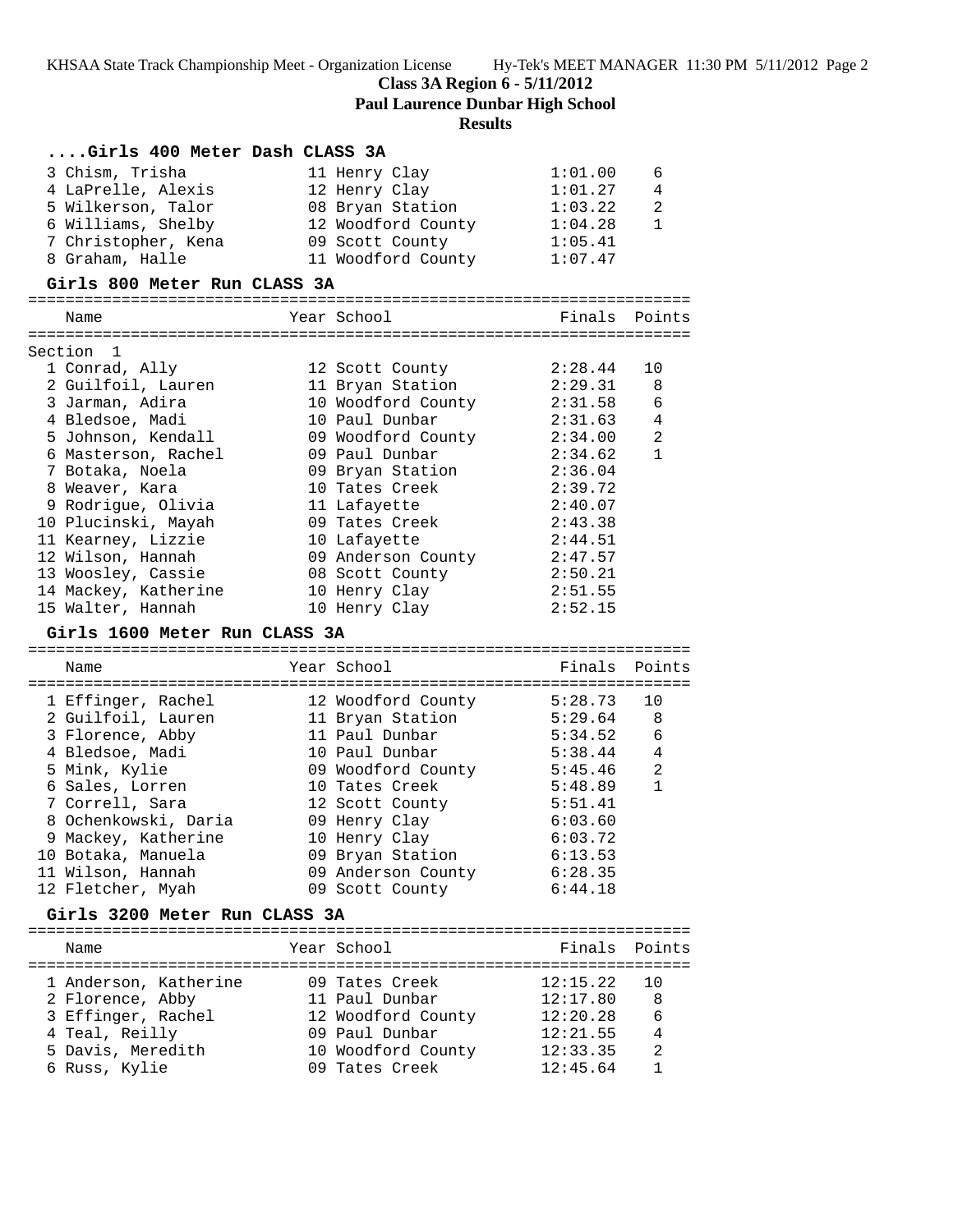**Class 3A Region 6 - 5/11/2012**
**Paul Laurence Dunbar High School**
**Results**

### ....Girls 400 Meter Dash CLASS 3A

| Place | Name | Year | School | Finals | Points |
|---|---|---|---|---|---|
| 3 | Chism, Trisha | 11 | Henry Clay | 1:01.00 | 6 |
| 4 | LaPrelle, Alexis | 12 | Henry Clay | 1:01.27 | 4 |
| 5 | Wilkerson, Talor | 08 | Bryan Station | 1:03.22 | 2 |
| 6 | Williams, Shelby | 12 | Woodford County | 1:04.28 | 1 |
| 7 | Christopher, Kena | 09 | Scott County | 1:05.41 | |
| 8 | Graham, Halle | 11 | Woodford County | 1:07.47 | |

### Girls 800 Meter Run CLASS 3A

Section 1

| Place | Name | Year | School | Finals | Points |
|---|---|---|---|---|---|
| 1 | Conrad, Ally | 12 | Scott County | 2:28.44 | 10 |
| 2 | Guilfoil, Lauren | 11 | Bryan Station | 2:29.31 | 8 |
| 3 | Jarman, Adira | 10 | Woodford County | 2:31.58 | 6 |
| 4 | Bledsoe, Madi | 10 | Paul Dunbar | 2:31.63 | 4 |
| 5 | Johnson, Kendall | 09 | Woodford County | 2:34.00 | 2 |
| 6 | Masterson, Rachel | 09 | Paul Dunbar | 2:34.62 | 1 |
| 7 | Botaka, Noela | 09 | Bryan Station | 2:36.04 | |
| 8 | Weaver, Kara | 10 | Tates Creek | 2:39.72 | |
| 9 | Rodrigue, Olivia | 11 | Lafayette | 2:40.07 | |
| 10 | Plucinski, Mayah | 09 | Tates Creek | 2:43.38 | |
| 11 | Kearney, Lizzie | 10 | Lafayette | 2:44.51 | |
| 12 | Wilson, Hannah | 09 | Anderson County | 2:47.57 | |
| 13 | Woosley, Cassie | 08 | Scott County | 2:50.21 | |
| 14 | Mackey, Katherine | 10 | Henry Clay | 2:51.55 | |
| 15 | Walter, Hannah | 10 | Henry Clay | 2:52.15 | |

### Girls 1600 Meter Run CLASS 3A

| Place | Name | Year | School | Finals | Points |
|---|---|---|---|---|---|
| 1 | Effinger, Rachel | 12 | Woodford County | 5:28.73 | 10 |
| 2 | Guilfoil, Lauren | 11 | Bryan Station | 5:29.64 | 8 |
| 3 | Florence, Abby | 11 | Paul Dunbar | 5:34.52 | 6 |
| 4 | Bledsoe, Madi | 10 | Paul Dunbar | 5:38.44 | 4 |
| 5 | Mink, Kylie | 09 | Woodford County | 5:45.46 | 2 |
| 6 | Sales, Lorren | 10 | Tates Creek | 5:48.89 | 1 |
| 7 | Correll, Sara | 12 | Scott County | 5:51.41 | |
| 8 | Ochenkowski, Daria | 09 | Henry Clay | 6:03.60 | |
| 9 | Mackey, Katherine | 10 | Henry Clay | 6:03.72 | |
| 10 | Botaka, Manuela | 09 | Bryan Station | 6:13.53 | |
| 11 | Wilson, Hannah | 09 | Anderson County | 6:28.35 | |
| 12 | Fletcher, Myah | 09 | Scott County | 6:44.18 | |

### Girls 3200 Meter Run CLASS 3A

| Place | Name | Year | School | Finals | Points |
|---|---|---|---|---|---|
| 1 | Anderson, Katherine | 09 | Tates Creek | 12:15.22 | 10 |
| 2 | Florence, Abby | 11 | Paul Dunbar | 12:17.80 | 8 |
| 3 | Effinger, Rachel | 12 | Woodford County | 12:20.28 | 6 |
| 4 | Teal, Reilly | 09 | Paul Dunbar | 12:21.55 | 4 |
| 5 | Davis, Meredith | 10 | Woodford County | 12:33.35 | 2 |
| 6 | Russ, Kylie | 09 | Tates Creek | 12:45.64 | 1 |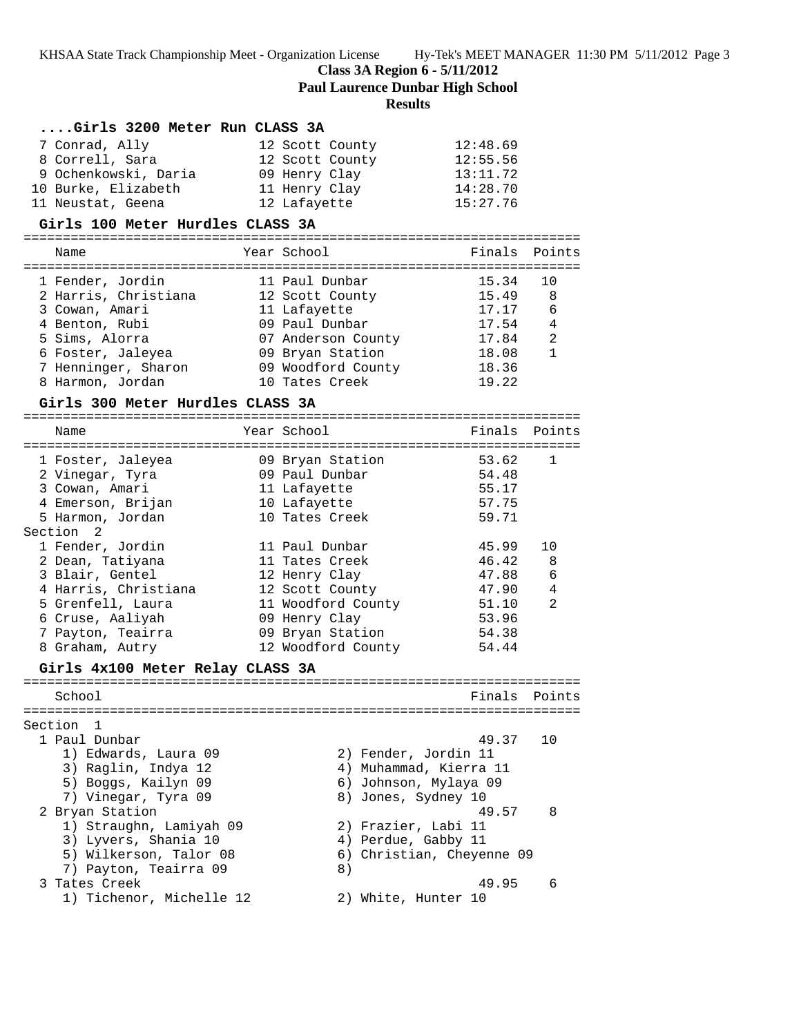**Class 3A Region 6 - 5/11/2012**
**Paul Laurence Dunbar High School**
**Results**

### ....Girls 3200 Meter Run CLASS 3A

| Place | Name | Year | School | Finals |
|---|---|---|---|---|
| 7 | Conrad, Ally | 12 | Scott County | 12:48.69 |
| 8 | Correll, Sara | 12 | Scott County | 12:55.56 |
| 9 | Ochenkowski, Daria | 09 | Henry Clay | 13:11.72 |
| 10 | Burke, Elizabeth | 11 | Henry Clay | 14:28.70 |
| 11 | Neustat, Geena | 12 | Lafayette | 15:27.76 |

### Girls 100 Meter Hurdles CLASS 3A

| Place | Name | Year | School | Finals | Points |
|---|---|---|---|---|---|
| 1 | Fender, Jordin | 11 | Paul Dunbar | 15.34 | 10 |
| 2 | Harris, Christiana | 12 | Scott County | 15.49 | 8 |
| 3 | Cowan, Amari | 11 | Lafayette | 17.17 | 6 |
| 4 | Benton, Rubi | 09 | Paul Dunbar | 17.54 | 4 |
| 5 | Sims, Alorra | 07 | Anderson County | 17.84 | 2 |
| 6 | Foster, Jaleyea | 09 | Bryan Station | 18.08 | 1 |
| 7 | Henninger, Sharon | 09 | Woodford County | 18.36 | |
| 8 | Harmon, Jordan | 10 | Tates Creek | 19.22 | |

### Girls 300 Meter Hurdles CLASS 3A

| Place | Name | Year | School | Finals | Points |
|---|---|---|---|---|---|
| 1 | Foster, Jaleyea | 09 | Bryan Station | 53.62 | 1 |
| 2 | Vinegar, Tyra | 09 | Paul Dunbar | 54.48 | |
| 3 | Cowan, Amari | 11 | Lafayette | 55.17 | |
| 4 | Emerson, Brijan | 10 | Lafayette | 57.75 | |
| 5 | Harmon, Jordan | 10 | Tates Creek | 59.71 | |
| **Section 2** | | | | | |
| 1 | Fender, Jordin | 11 | Paul Dunbar | 45.99 | 10 |
| 2 | Dean, Tatiyana | 11 | Tates Creek | 46.42 | 8 |
| 3 | Blair, Gentel | 12 | Henry Clay | 47.88 | 6 |
| 4 | Harris, Christiana | 12 | Scott County | 47.90 | 4 |
| 5 | Grenfell, Laura | 11 | Woodford County | 51.10 | 2 |
| 6 | Cruse, Aaliyah | 09 | Henry Clay | 53.96 | |
| 7 | Payton, Teairra | 09 | Bryan Station | 54.38 | |
| 8 | Graham, Autry | 12 | Woodford County | 54.44 | |

### Girls 4x100 Meter Relay CLASS 3A

| Place | School | Finals | Points |
|---|---|---|---|
| **Section 1** | | | |
| 1 | Paul Dunbar | 49.37 | 10 |
| 2 | Bryan Station | 49.57 | 8 |
| 3 | Tates Creek | 49.95 | 6 |

**1 Paul Dunbar** — 49.37 — 10
1) Edwards, Laura 09
2) Fender, Jordin 11
3) Raglin, Indya 12
4) Muhammad, Kierra 11
5) Boggs, Kailyn 09
6) Johnson, Mylaya 09
7) Vinegar, Tyra 09
8) Jones, Sydney 10

**2 Bryan Station** — 49.57 — 8
1) Straughn, Lamiyah 09
2) Frazier, Labi 11
3) Lyvers, Shania 10
4) Perdue, Gabby 11
5) Wilkerson, Talor 08
6) Christian, Cheyenne 09
7) Payton, Teairra 09
8)

**3 Tates Creek** — 49.95 — 6
1) Tichenor, Michelle 12
2) White, Hunter 10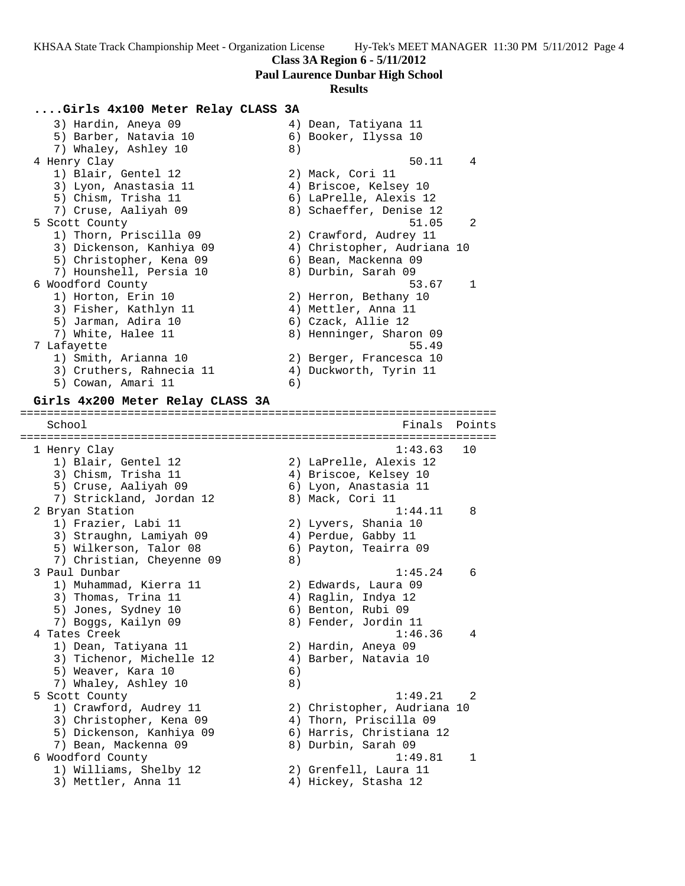**Class 3A Region 6 - 5/11/2012**

**Paul Laurence Dunbar High School**

**Results**

## ....Girls 4x100 Meter Relay CLASS 3A

```
   3) Hardin, Aneya 09               4) Dean, Tatiyana 11
   5) Barber, Natavia 10             6) Booker, Ilyssa 10
   7) Whaley, Ashley 10              8)
 4 Henry Clay                                      50.11    4
   1) Blair, Gentel 12               2) Mack, Cori 11
   3) Lyon, Anastasia 11             4) Briscoe, Kelsey 10
   5) Chism, Trisha 11               6) LaPrelle, Alexis 12
   7) Cruse, Aaliyah 09              8) Schaeffer, Denise 12
 5 Scott County                                    51.05    2
   1) Thorn, Priscilla 09            2) Crawford, Audrey 11
   3) Dickenson, Kanhiya 09          4) Christopher, Audriana 10
   5) Christopher, Kena 09           6) Bean, Mackenna 09
   7) Hounshell, Persia 10           8) Durbin, Sarah 09
 6 Woodford County                                 53.67    1
   1) Horton, Erin 10                2) Herron, Bethany 10
   3) Fisher, Kathlyn 11             4) Mettler, Anna 11
   5) Jarman, Adira 10               6) Czack, Allie 12
   7) White, Halee 11                8) Henninger, Sharon 09
 7 Lafayette                                       55.49
   1) Smith, Arianna 10              2) Berger, Francesca 10
   3) Cruthers, Rahnecia 11          4) Duckworth, Tyrin 11
   5) Cowan, Amari 11                6)
```

## Girls 4x200 Meter Relay CLASS 3A

```
=====================================================================
   School                                            Finals  Points
=====================================================================
 1 Henry Clay                                      1:43.63   10
   1) Blair, Gentel 12               2) LaPrelle, Alexis 12
   3) Chism, Trisha 11               4) Briscoe, Kelsey 10
   5) Cruse, Aaliyah 09              6) Lyon, Anastasia 11
   7) Strickland, Jordan 12          8) Mack, Cori 11
 2 Bryan Station                                   1:44.11    8
   1) Frazier, Labi 11               2) Lyvers, Shania 10
   3) Straughn, Lamiyah 09           4) Perdue, Gabby 11
   5) Wilkerson, Talor 08            6) Payton, Teairra 09
   7) Christian, Cheyenne 09         8)
 3 Paul Dunbar                                     1:45.24    6
   1) Muhammad, Kierra 11            2) Edwards, Laura 09
   3) Thomas, Trina 11               4) Raglin, Indya 12
   5) Jones, Sydney 10               6) Benton, Rubi 09
   7) Boggs, Kailyn 09               8) Fender, Jordin 11
 4 Tates Creek                                     1:46.36    4
   1) Dean, Tatiyana 11              2) Hardin, Aneya 09
   3) Tichenor, Michelle 12          4) Barber, Natavia 10
   5) Weaver, Kara 10                6)
   7) Whaley, Ashley 10              8)
 5 Scott County                                    1:49.21    2
   1) Crawford, Audrey 11            2) Christopher, Audriana 10
   3) Christopher, Kena 09           4) Thorn, Priscilla 09
   5) Dickenson, Kanhiya 09          6) Harris, Christiana 12
   7) Bean, Mackenna 09              8) Durbin, Sarah 09
 6 Woodford County                                 1:49.81    1
   1) Williams, Shelby 12            2) Grenfell, Laura 11
   3) Mettler, Anna 11               4) Hickey, Stasha 12
```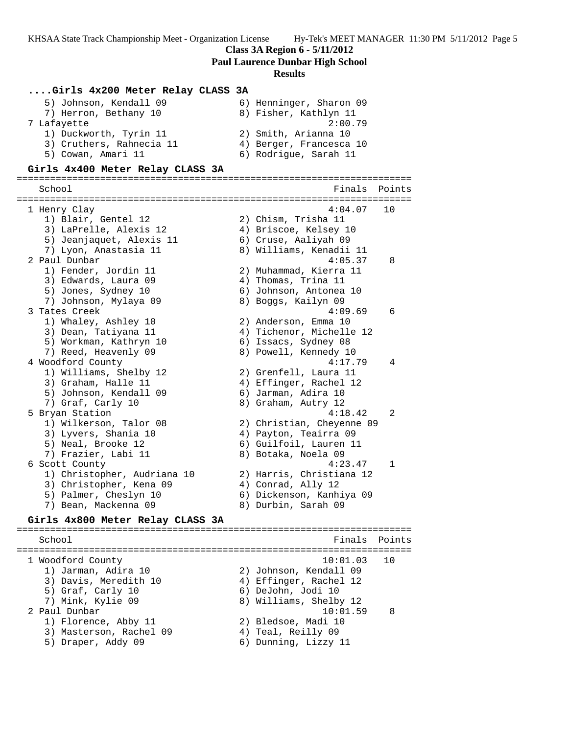**Class 3A Region 6 - 5/11/2012**

**Paul Laurence Dunbar High School**

**Results**

### ....Girls 4x200 Meter Relay CLASS 3A

```
   5) Johnson, Kendall 09            6) Henninger, Sharon 09
   7) Herron, Bethany 10             8) Fisher, Kathlyn 11
 7 Lafayette                                    2:00.79
   1) Duckworth, Tyrin 11            2) Smith, Arianna 10
   3) Cruthers, Rahnecia 11          4) Berger, Francesca 10
   5) Cowan, Amari 11                6) Rodrigue, Sarah 11
```

### Girls 4x400 Meter Relay CLASS 3A

```
=======================================================================
   School                                            Finals  Points
=======================================================================
 1 Henry Clay                                       4:04.07   10
   1) Blair, Gentel 12               2) Chism, Trisha 11
   3) LaPrelle, Alexis 12            4) Briscoe, Kelsey 10
   5) Jeanjaquet, Alexis 11          6) Cruse, Aaliyah 09
   7) Lyon, Anastasia 11             8) Williams, Kenadii 11
 2 Paul Dunbar                                      4:05.37    8
   1) Fender, Jordin 11              2) Muhammad, Kierra 11
   3) Edwards, Laura 09              4) Thomas, Trina 11
   5) Jones, Sydney 10               6) Johnson, Antonea 10
   7) Johnson, Mylaya 09             8) Boggs, Kailyn 09
 3 Tates Creek                                      4:09.69    6
   1) Whaley, Ashley 10              2) Anderson, Emma 10
   3) Dean, Tatiyana 11              4) Tichenor, Michelle 12
   5) Workman, Kathryn 10            6) Issacs, Sydney 08
   7) Reed, Heavenly 09              8) Powell, Kennedy 10
 4 Woodford County                                  4:17.79    4
   1) Williams, Shelby 12            2) Grenfell, Laura 11
   3) Graham, Halle 11               4) Effinger, Rachel 12
   5) Johnson, Kendall 09            6) Jarman, Adira 10
   7) Graf, Carly 10                 8) Graham, Autry 12
 5 Bryan Station                                    4:18.42    2
   1) Wilkerson, Talor 08            2) Christian, Cheyenne 09
   3) Lyvers, Shania 10              4) Payton, Teairra 09
   5) Neal, Brooke 12                6) Guilfoil, Lauren 11
   7) Frazier, Labi 11               8) Botaka, Noela 09
 6 Scott County                                     4:23.47    1
   1) Christopher, Audriana 10       2) Harris, Christiana 12
   3) Christopher, Kena 09           4) Conrad, Ally 12
   5) Palmer, Cheslyn 10             6) Dickenson, Kanhiya 09
   7) Bean, Mackenna 09              8) Durbin, Sarah 09
```

### Girls 4x800 Meter Relay CLASS 3A

```
=======================================================================
   School                                            Finals  Points
=======================================================================
 1 Woodford County                                 10:01.03   10
   1) Jarman, Adira 10               2) Johnson, Kendall 09
   3) Davis, Meredith 10             4) Effinger, Rachel 12
   5) Graf, Carly 10                 6) DeJohn, Jodi 10
   7) Mink, Kylie 09                 8) Williams, Shelby 12
 2 Paul Dunbar                                     10:01.59    8
   1) Florence, Abby 11              2) Bledsoe, Madi 10
   3) Masterson, Rachel 09           4) Teal, Reilly 09
   5) Draper, Addy 09                6) Dunning, Lizzy 11
```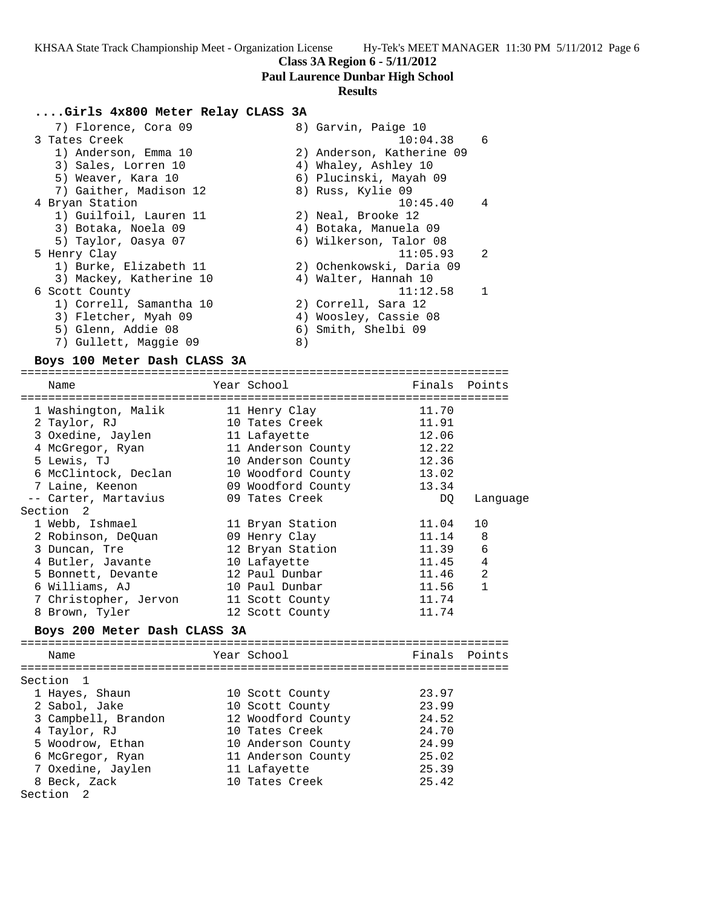**Class 3A Region 6 - 5/11/2012**
**Paul Laurence Dunbar High School**
**Results**

### ....Girls 4x800 Meter Relay CLASS 3A

```
    7) Florence, Cora 09              8) Garvin, Paige 10
  3 Tates Creek                                10:04.38    6
    1) Anderson, Emma 10              2) Anderson, Katherine 09
    3) Sales, Lorren 10               4) Whaley, Ashley 10
    5) Weaver, Kara 10                6) Plucinski, Mayah 09
    7) Gaither, Madison 12            8) Russ, Kylie 09
  4 Bryan Station                              10:45.40    4
    1) Guilfoil, Lauren 11            2) Neal, Brooke 12
    3) Botaka, Noela 09               4) Botaka, Manuela 09
    5) Taylor, Oasya 07               6) Wilkerson, Talor 08
  5 Henry Clay                                 11:05.93    2
    1) Burke, Elizabeth 11            2) Ochenkowski, Daria 09
    3) Mackey, Katherine 10           4) Walter, Hannah 10
  6 Scott County                               11:12.58    1
    1) Correll, Samantha 10           2) Correll, Sara 12
    3) Fletcher, Myah 09              4) Woosley, Cassie 08
    5) Glenn, Addie 08                6) Smith, Shelbi 09
    7) Gullett, Maggie 09             8)
```

### Boys 100 Meter Dash CLASS 3A

```
=======================================================================
    Name                    Year School                  Finals  Points
=======================================================================
  1 Washington, Malik        11 Henry Clay                11.70
  2 Taylor, RJ               10 Tates Creek               11.91
  3 Oxedine, Jaylen          11 Lafayette                 12.06
  4 McGregor, Ryan           11 Anderson County           12.22
  5 Lewis, TJ                10 Anderson County           12.36
  6 McClintock, Declan       10 Woodford County           13.02
  7 Laine, Keenon            09 Woodford County           13.34
 -- Carter, Martavius        09 Tates Creek                  DQ   Language
Section  2
  1 Webb, Ishmael            11 Bryan Station             11.04   10
  2 Robinson, DeQuan         09 Henry Clay                11.14    8
  3 Duncan, Tre              12 Bryan Station             11.39    6
  4 Butler, Javante          10 Lafayette                 11.45    4
  5 Bonnett, Devante         12 Paul Dunbar               11.46    2
  6 Williams, AJ             10 Paul Dunbar               11.56    1
  7 Christopher, Jervon      11 Scott County              11.74
  8 Brown, Tyler             12 Scott County              11.74
```

### Boys 200 Meter Dash CLASS 3A

```
=======================================================================
    Name                    Year School                  Finals  Points
=======================================================================
Section  1
  1 Hayes, Shaun             10 Scott County              23.97
  2 Sabol, Jake              10 Scott County              23.99
  3 Campbell, Brandon        12 Woodford County           24.52
  4 Taylor, RJ               10 Tates Creek               24.70
  5 Woodrow, Ethan           10 Anderson County           24.99
  6 McGregor, Ryan           11 Anderson County           25.02
  7 Oxedine, Jaylen          11 Lafayette                 25.39
  8 Beck, Zack               10 Tates Creek               25.42
Section  2
```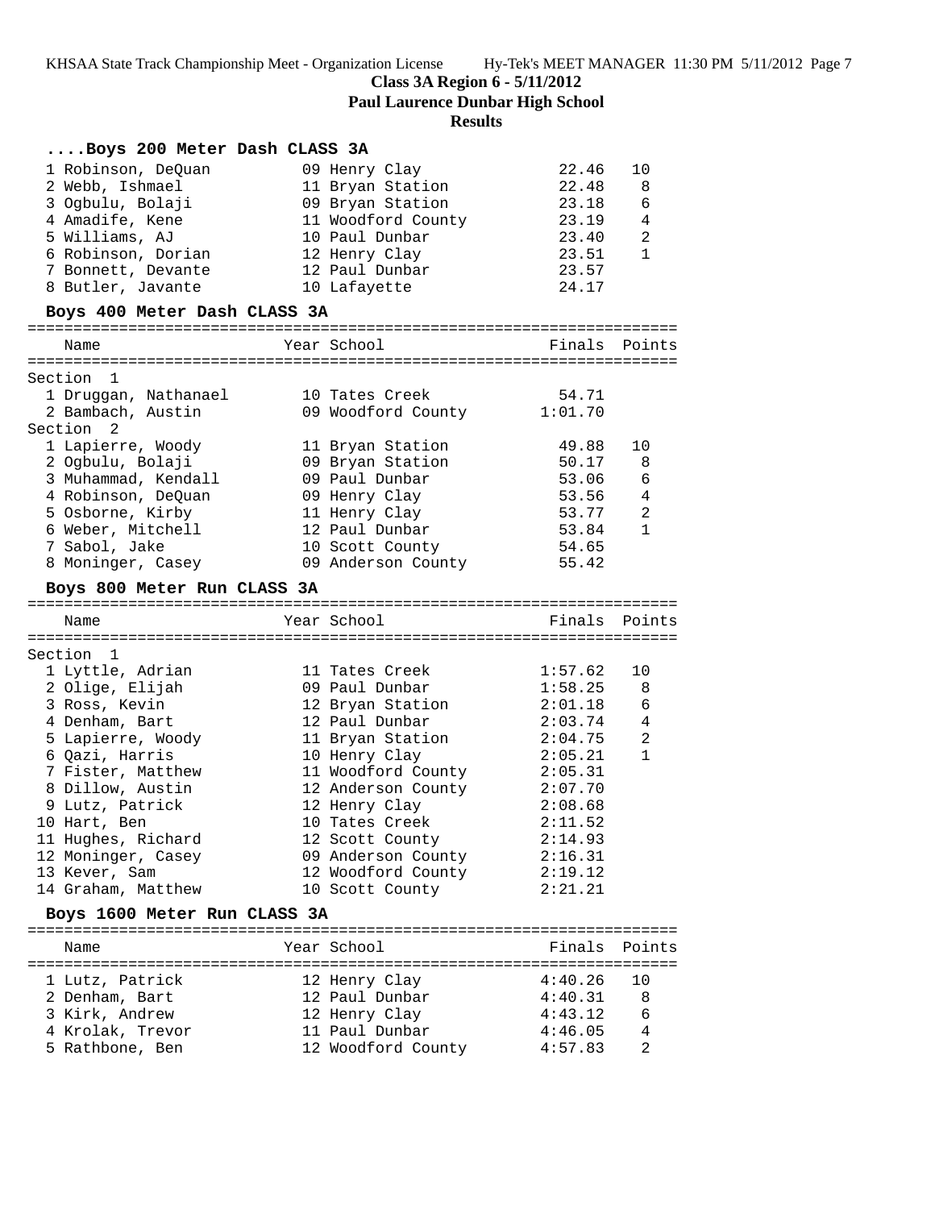**Class 3A Region 6 - 5/11/2012**

**Paul Laurence Dunbar High School**

**Results**

### ....Boys 200 Meter Dash CLASS 3A

| Place | Name | Year | School | Finals | Points |
|---|---|---|---|---|---|
| 1 | Robinson, DeQuan | 09 | Henry Clay | 22.46 | 10 |
| 2 | Webb, Ishmael | 11 | Bryan Station | 22.48 | 8 |
| 3 | Ogbulu, Bolaji | 09 | Bryan Station | 23.18 | 6 |
| 4 | Amadife, Kene | 11 | Woodford County | 23.19 | 4 |
| 5 | Williams, AJ | 10 | Paul Dunbar | 23.40 | 2 |
| 6 | Robinson, Dorian | 12 | Henry Clay | 23.51 | 1 |
| 7 | Bonnett, Devante | 12 | Paul Dunbar | 23.57 | |
| 8 | Butler, Javante | 10 | Lafayette | 24.17 | |

### Boys 400 Meter Dash CLASS 3A

| Place | Name | Year | School | Finals | Points |
|---|---|---|---|---|---|
| **Section 1** | | | | | |
| 1 | Druggan, Nathanael | 10 | Tates Creek | 54.71 | |
| 2 | Bambach, Austin | 09 | Woodford County | 1:01.70 | |
| **Section 2** | | | | | |
| 1 | Lapierre, Woody | 11 | Bryan Station | 49.88 | 10 |
| 2 | Ogbulu, Bolaji | 09 | Bryan Station | 50.17 | 8 |
| 3 | Muhammad, Kendall | 09 | Paul Dunbar | 53.06 | 6 |
| 4 | Robinson, DeQuan | 09 | Henry Clay | 53.56 | 4 |
| 5 | Osborne, Kirby | 11 | Henry Clay | 53.77 | 2 |
| 6 | Weber, Mitchell | 12 | Paul Dunbar | 53.84 | 1 |
| 7 | Sabol, Jake | 10 | Scott County | 54.65 | |
| 8 | Moninger, Casey | 09 | Anderson County | 55.42 | |

### Boys 800 Meter Run CLASS 3A

| Place | Name | Year | School | Finals | Points |
|---|---|---|---|---|---|
| **Section 1** | | | | | |
| 1 | Lyttle, Adrian | 11 | Tates Creek | 1:57.62 | 10 |
| 2 | Olige, Elijah | 09 | Paul Dunbar | 1:58.25 | 8 |
| 3 | Ross, Kevin | 12 | Bryan Station | 2:01.18 | 6 |
| 4 | Denham, Bart | 12 | Paul Dunbar | 2:03.74 | 4 |
| 5 | Lapierre, Woody | 11 | Bryan Station | 2:04.75 | 2 |
| 6 | Qazi, Harris | 10 | Henry Clay | 2:05.21 | 1 |
| 7 | Fister, Matthew | 11 | Woodford County | 2:05.31 | |
| 8 | Dillow, Austin | 12 | Anderson County | 2:07.70 | |
| 9 | Lutz, Patrick | 12 | Henry Clay | 2:08.68 | |
| 10 | Hart, Ben | 10 | Tates Creek | 2:11.52 | |
| 11 | Hughes, Richard | 12 | Scott County | 2:14.93 | |
| 12 | Moninger, Casey | 09 | Anderson County | 2:16.31 | |
| 13 | Kever, Sam | 12 | Woodford County | 2:19.12 | |
| 14 | Graham, Matthew | 10 | Scott County | 2:21.21 | |

### Boys 1600 Meter Run CLASS 3A

| Place | Name | Year | School | Finals | Points |
|---|---|---|---|---|---|
| 1 | Lutz, Patrick | 12 | Henry Clay | 4:40.26 | 10 |
| 2 | Denham, Bart | 12 | Paul Dunbar | 4:40.31 | 8 |
| 3 | Kirk, Andrew | 12 | Henry Clay | 4:43.12 | 6 |
| 4 | Krolak, Trevor | 11 | Paul Dunbar | 4:46.05 | 4 |
| 5 | Rathbone, Ben | 12 | Woodford County | 4:57.83 | 2 |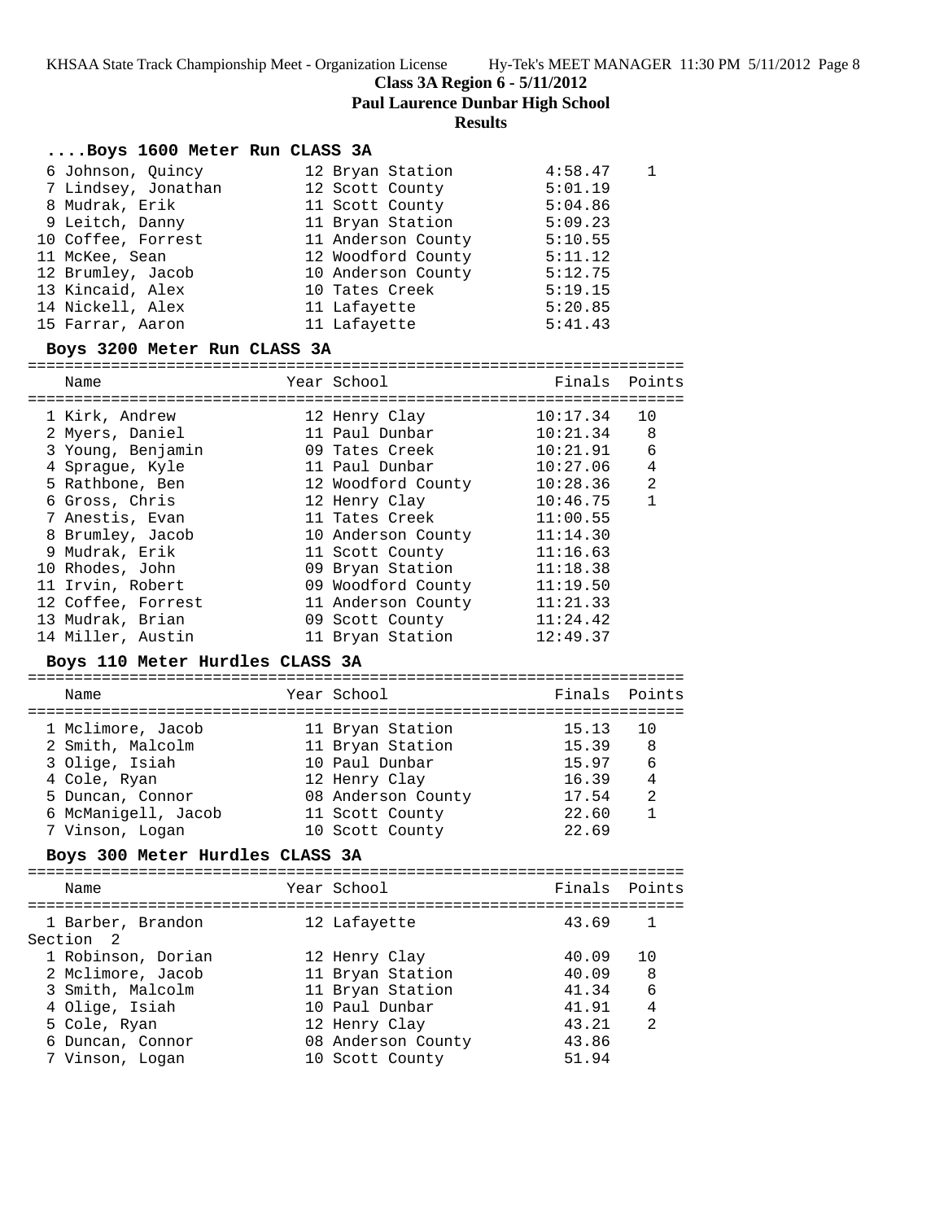# Class 3A Region 6 - 5/11/2012

**Paul Laurence Dunbar High School**

**Results**

### ....Boys 1600 Meter Run CLASS 3A

| Name | Year | School | Finals | Points |
|---|---|---|---|---|
| 6 Johnson, Quincy | 12 | Bryan Station | 4:58.47 | 1 |
| 7 Lindsey, Jonathan | 12 | Scott County | 5:01.19 | |
| 8 Mudrak, Erik | 11 | Scott County | 5:04.86 | |
| 9 Leitch, Danny | 11 | Bryan Station | 5:09.23 | |
| 10 Coffee, Forrest | 11 | Anderson County | 5:10.55 | |
| 11 McKee, Sean | 12 | Woodford County | 5:11.12 | |
| 12 Brumley, Jacob | 10 | Anderson County | 5:12.75 | |
| 13 Kincaid, Alex | 10 | Tates Creek | 5:19.15 | |
| 14 Nickell, Alex | 11 | Lafayette | 5:20.85 | |
| 15 Farrar, Aaron | 11 | Lafayette | 5:41.43 | |

### Boys 3200 Meter Run CLASS 3A

| Name | Year | School | Finals | Points |
|---|---|---|---|---|
| 1 Kirk, Andrew | 12 | Henry Clay | 10:17.34 | 10 |
| 2 Myers, Daniel | 11 | Paul Dunbar | 10:21.34 | 8 |
| 3 Young, Benjamin | 09 | Tates Creek | 10:21.91 | 6 |
| 4 Sprague, Kyle | 11 | Paul Dunbar | 10:27.06 | 4 |
| 5 Rathbone, Ben | 12 | Woodford County | 10:28.36 | 2 |
| 6 Gross, Chris | 12 | Henry Clay | 10:46.75 | 1 |
| 7 Anestis, Evan | 11 | Tates Creek | 11:00.55 | |
| 8 Brumley, Jacob | 10 | Anderson County | 11:14.30 | |
| 9 Mudrak, Erik | 11 | Scott County | 11:16.63 | |
| 10 Rhodes, John | 09 | Bryan Station | 11:18.38 | |
| 11 Irvin, Robert | 09 | Woodford County | 11:19.50 | |
| 12 Coffee, Forrest | 11 | Anderson County | 11:21.33 | |
| 13 Mudrak, Brian | 09 | Scott County | 11:24.42 | |
| 14 Miller, Austin | 11 | Bryan Station | 12:49.37 | |

### Boys 110 Meter Hurdles CLASS 3A

| Name | Year | School | Finals | Points |
|---|---|---|---|---|
| 1 Mclimore, Jacob | 11 | Bryan Station | 15.13 | 10 |
| 2 Smith, Malcolm | 11 | Bryan Station | 15.39 | 8 |
| 3 Olige, Isiah | 10 | Paul Dunbar | 15.97 | 6 |
| 4 Cole, Ryan | 12 | Henry Clay | 16.39 | 4 |
| 5 Duncan, Connor | 08 | Anderson County | 17.54 | 2 |
| 6 McManigell, Jacob | 11 | Scott County | 22.60 | 1 |
| 7 Vinson, Logan | 10 | Scott County | 22.69 | |

### Boys 300 Meter Hurdles CLASS 3A

| Name | Year | School | Finals | Points |
|---|---|---|---|---|
| 1 Barber, Brandon | 12 | Lafayette | 43.69 | 1 |
| Section 2 | | | | |
| 1 Robinson, Dorian | 12 | Henry Clay | 40.09 | 10 |
| 2 Mclimore, Jacob | 11 | Bryan Station | 40.09 | 8 |
| 3 Smith, Malcolm | 11 | Bryan Station | 41.34 | 6 |
| 4 Olige, Isiah | 10 | Paul Dunbar | 41.91 | 4 |
| 5 Cole, Ryan | 12 | Henry Clay | 43.21 | 2 |
| 6 Duncan, Connor | 08 | Anderson County | 43.86 | |
| 7 Vinson, Logan | 10 | Scott County | 51.94 | |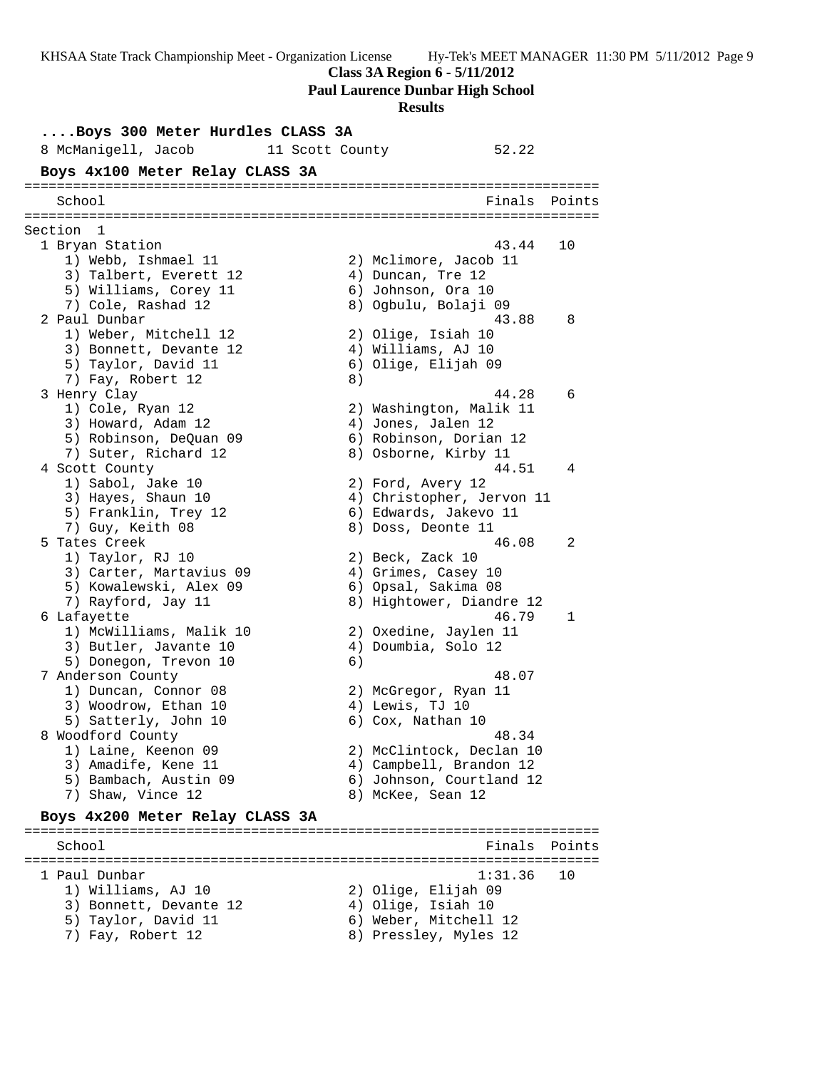**Class 3A Region 6 - 5/11/2012**
**Paul Laurence Dunbar High School**
**Results**

### ....Boys 300 Meter Hurdles CLASS 3A

```
  8 McManigell, Jacob         11 Scott County           52.22
```

### Boys 4x100 Meter Relay CLASS 3A

```
=======================================================================
    School                                               Finals  Points
=======================================================================
Section  1
  1 Bryan Station                                         43.44   10
     1) Webb, Ishmael 11                2) Mclimore, Jacob 11
     3) Talbert, Everett 12             4) Duncan, Tre 12
     5) Williams, Corey 11              6) Johnson, Ora 10
     7) Cole, Rashad 12                 8) Ogbulu, Bolaji 09
  2 Paul Dunbar                                           43.88    8
     1) Weber, Mitchell 12              2) Olige, Isiah 10
     3) Bonnett, Devante 12             4) Williams, AJ 10
     5) Taylor, David 11                6) Olige, Elijah 09
     7) Fay, Robert 12                  8)
  3 Henry Clay                                            44.28    6
     1) Cole, Ryan 12                   2) Washington, Malik 11
     3) Howard, Adam 12                 4) Jones, Jalen 12
     5) Robinson, DeQuan 09             6) Robinson, Dorian 12
     7) Suter, Richard 12               8) Osborne, Kirby 11
  4 Scott County                                          44.51    4
     1) Sabol, Jake 10                  2) Ford, Avery 12
     3) Hayes, Shaun 10                 4) Christopher, Jervon 11
     5) Franklin, Trey 12               6) Edwards, Jakevo 11
     7) Guy, Keith 08                   8) Doss, Deonte 11
  5 Tates Creek                                           46.08    2
     1) Taylor, RJ 10                   2) Beck, Zack 10
     3) Carter, Martavius 09            4) Grimes, Casey 10
     5) Kowalewski, Alex 09             6) Opsal, Sakima 08
     7) Rayford, Jay 11                 8) Hightower, Diandre 12
  6 Lafayette                                             46.79    1
     1) McWilliams, Malik 10            2) Oxedine, Jaylen 11
     3) Butler, Javante 10              4) Doumbia, Solo 12
     5) Donegon, Trevon 10              6)
  7 Anderson County                                       48.07
     1) Duncan, Connor 08               2) McGregor, Ryan 11
     3) Woodrow, Ethan 10               4) Lewis, TJ 10
     5) Satterly, John 10               6) Cox, Nathan 10
  8 Woodford County                                       48.34
     1) Laine, Keenon 09                2) McClintock, Declan 10
     3) Amadife, Kene 11                4) Campbell, Brandon 12
     5) Bambach, Austin 09              6) Johnson, Courtland 12
     7) Shaw, Vince 12                  8) McKee, Sean 12
```

### Boys 4x200 Meter Relay CLASS 3A

```
=======================================================================
    School                                               Finals  Points
=======================================================================
  1 Paul Dunbar                                         1:31.36   10
     1) Williams, AJ 10                 2) Olige, Elijah 09
     3) Bonnett, Devante 12             4) Olige, Isiah 10
     5) Taylor, David 11                6) Weber, Mitchell 12
     7) Fay, Robert 12                  8) Pressley, Myles 12
```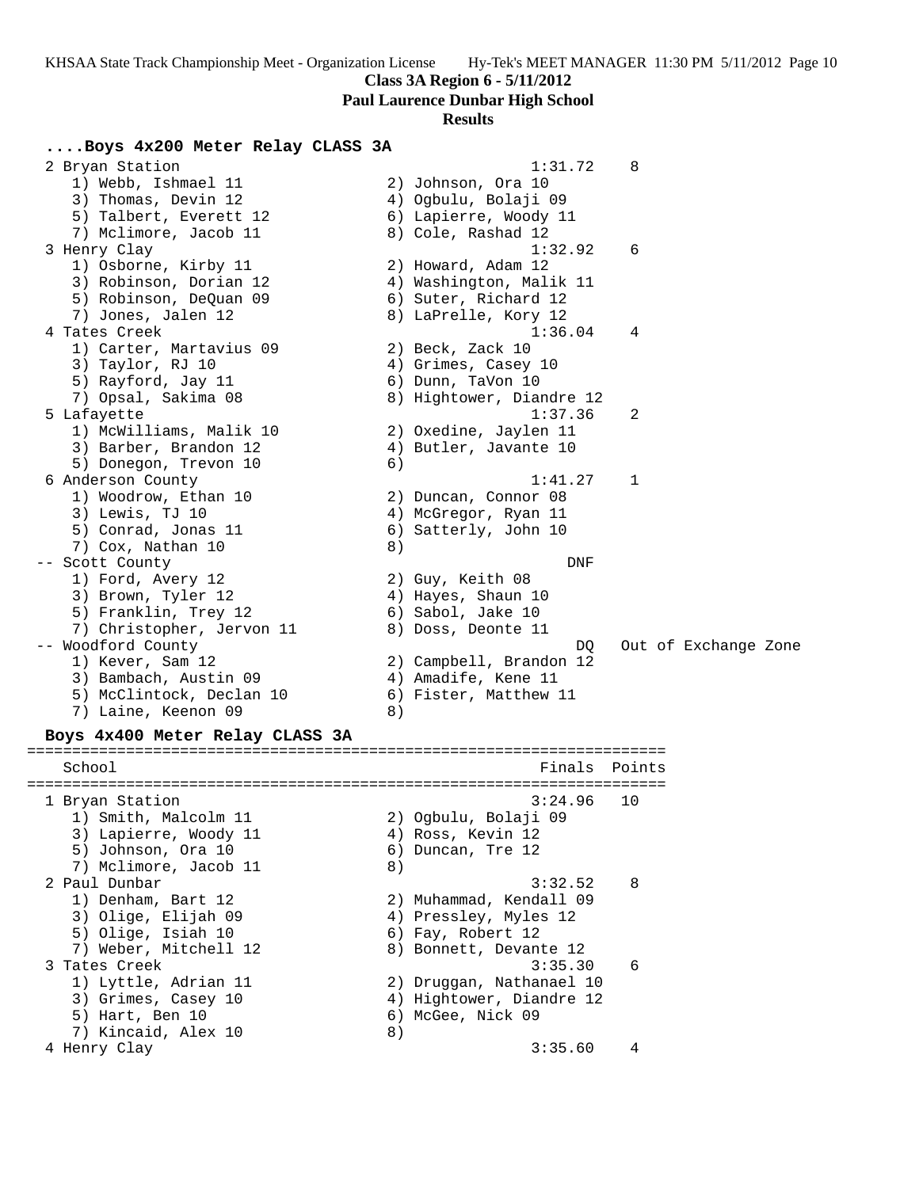KHSAA State Track Championship Meet - Organization License Hy-Tek's MEET MANAGER 11:30 PM 5/11/2012 Page 10

**Class 3A Region 6 - 5/11/2012**

**Paul Laurence Dunbar High School**

**Results**

### ....Boys 4x200 Meter Relay CLASS 3A

```
  2 Bryan Station                                      1:31.72    8
     1) Webb, Ishmael 11               2) Johnson, Ora 10
     3) Thomas, Devin 12               4) Ogbulu, Bolaji 09
     5) Talbert, Everett 12            6) Lapierre, Woody 11
     7) Mclimore, Jacob 11             8) Cole, Rashad 12
  3 Henry Clay                                         1:32.92    6
     1) Osborne, Kirby 11              2) Howard, Adam 12
     3) Robinson, Dorian 12            4) Washington, Malik 11
     5) Robinson, DeQuan 09            6) Suter, Richard 12
     7) Jones, Jalen 12                8) LaPrelle, Kory 12
  4 Tates Creek                                        1:36.04    4
     1) Carter, Martavius 09           2) Beck, Zack 10
     3) Taylor, RJ 10                  4) Grimes, Casey 10
     5) Rayford, Jay 11                6) Dunn, TaVon 10
     7) Opsal, Sakima 08               8) Hightower, Diandre 12
  5 Lafayette                                          1:37.36    2
     1) McWilliams, Malik 10           2) Oxedine, Jaylen 11
     3) Barber, Brandon 12             4) Butler, Javante 10
     5) Donegon, Trevon 10             6)
  6 Anderson County                                    1:41.27    1
     1) Woodrow, Ethan 10              2) Duncan, Connor 08
     3) Lewis, TJ 10                   4) McGregor, Ryan 11
     5) Conrad, Jonas 11               6) Satterly, John 10
     7) Cox, Nathan 10                 8)
 -- Scott County                                           DNF
     1) Ford, Avery 12                 2) Guy, Keith 08
     3) Brown, Tyler 12                4) Hayes, Shaun 10
     5) Franklin, Trey 12              6) Sabol, Jake 10
     7) Christopher, Jervon 11         8) Doss, Deonte 11
 -- Woodford County                                         DQ   Out of Exchange Zone
     1) Kever, Sam 12                  2) Campbell, Brandon 12
     3) Bambach, Austin 09             4) Amadife, Kene 11
     5) McClintock, Declan 10          6) Fister, Matthew 11
     7) Laine, Keenon 09               8)
```

### Boys 4x400 Meter Relay CLASS 3A

```
=======================================================================
    School                                               Finals  Points
=======================================================================
  1 Bryan Station                                      3:24.96   10
     1) Smith, Malcolm 11              2) Ogbulu, Bolaji 09
     3) Lapierre, Woody 11             4) Ross, Kevin 12
     5) Johnson, Ora 10                6) Duncan, Tre 12
     7) Mclimore, Jacob 11             8)
  2 Paul Dunbar                                        3:32.52    8
     1) Denham, Bart 12                2) Muhammad, Kendall 09
     3) Olige, Elijah 09               4) Pressley, Myles 12
     5) Olige, Isiah 10                6) Fay, Robert 12
     7) Weber, Mitchell 12             8) Bonnett, Devante 12
  3 Tates Creek                                        3:35.30    6
     1) Lyttle, Adrian 11              2) Druggan, Nathanael 10
     3) Grimes, Casey 10               4) Hightower, Diandre 12
     5) Hart, Ben 10                   6) McGee, Nick 09
     7) Kincaid, Alex 10               8)
  4 Henry Clay                                         3:35.60    4
```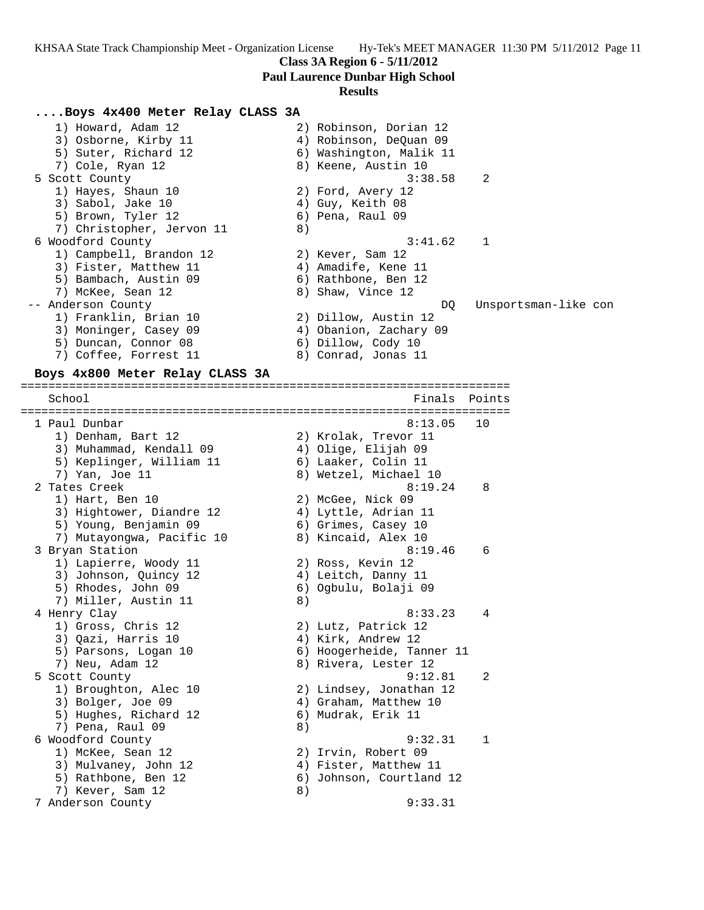**Class 3A Region 6 - 5/11/2012**

**Paul Laurence Dunbar High School**

**Results**

### ....Boys 4x400 Meter Relay CLASS 3A

```
    1) Howard, Adam 12                2) Robinson, Dorian 12
    3) Osborne, Kirby 11              4) Robinson, DeQuan 09
    5) Suter, Richard 12              6) Washington, Malik 11
    7) Cole, Ryan 12                  8) Keene, Austin 10
  5 Scott County                                 3:38.58    2
    1) Hayes, Shaun 10                2) Ford, Avery 12
    3) Sabol, Jake 10                 4) Guy, Keith 08
    5) Brown, Tyler 12                6) Pena, Raul 09
    7) Christopher, Jervon 11         8)
  6 Woodford County                              3:41.62    1
    1) Campbell, Brandon 12           2) Kever, Sam 12
    3) Fister, Matthew 11             4) Amadife, Kene 11
    5) Bambach, Austin 09             6) Rathbone, Ben 12
    7) McKee, Sean 12                 8) Shaw, Vince 12
 -- Anderson County                                   DQ   Unsportsman-like con
    1) Franklin, Brian 10             2) Dillow, Austin 12
    3) Moninger, Casey 09             4) Obanion, Zachary 09
    5) Duncan, Connor 08              6) Dillow, Cody 10
    7) Coffee, Forrest 11             8) Conrad, Jonas 11
```

### Boys 4x800 Meter Relay CLASS 3A

```
=======================================================================
    School                                          Finals  Points
=======================================================================
  1 Paul Dunbar                                  8:13.05   10
    1) Denham, Bart 12                2) Krolak, Trevor 11
    3) Muhammad, Kendall 09           4) Olige, Elijah 09
    5) Keplinger, William 11          6) Laaker, Colin 11
    7) Yan, Joe 11                    8) Wetzel, Michael 10
  2 Tates Creek                                  8:19.24    8
    1) Hart, Ben 10                   2) McGee, Nick 09
    3) Hightower, Diandre 12          4) Lyttle, Adrian 11
    5) Young, Benjamin 09             6) Grimes, Casey 10
    7) Mutayongwa, Pacific 10         8) Kincaid, Alex 10
  3 Bryan Station                                8:19.46    6
    1) Lapierre, Woody 11             2) Ross, Kevin 12
    3) Johnson, Quincy 12             4) Leitch, Danny 11
    5) Rhodes, John 09                6) Ogbulu, Bolaji 09
    7) Miller, Austin 11              8)
  4 Henry Clay                                   8:33.23    4
    1) Gross, Chris 12                2) Lutz, Patrick 12
    3) Qazi, Harris 10                4) Kirk, Andrew 12
    5) Parsons, Logan 10              6) Hoogerheide, Tanner 11
    7) Neu, Adam 12                   8) Rivera, Lester 12
  5 Scott County                                 9:12.81    2
    1) Broughton, Alec 10             2) Lindsey, Jonathan 12
    3) Bolger, Joe 09                 4) Graham, Matthew 10
    5) Hughes, Richard 12             6) Mudrak, Erik 11
    7) Pena, Raul 09                  8)
  6 Woodford County                              9:32.31    1
    1) McKee, Sean 12                 2) Irvin, Robert 09
    3) Mulvaney, John 12              4) Fister, Matthew 11
    5) Rathbone, Ben 12               6) Johnson, Courtland 12
    7) Kever, Sam 12                  8)
  7 Anderson County                              9:33.31
```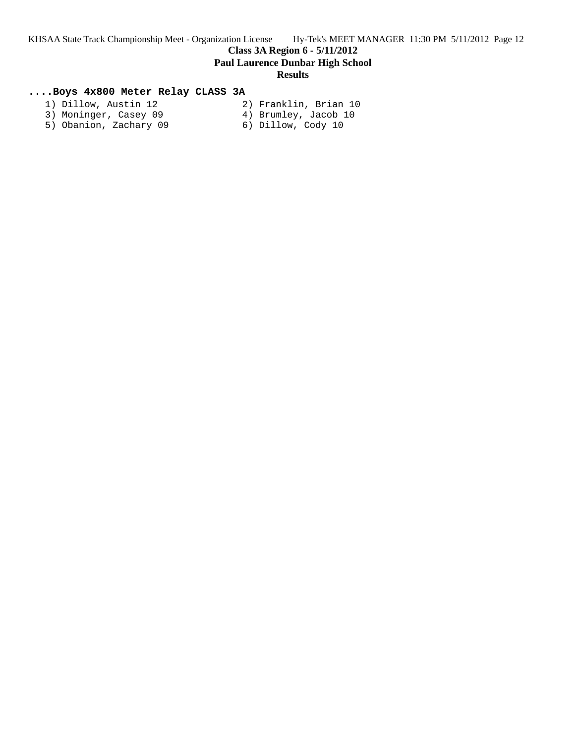**....Boys 4x800 Meter Relay CLASS 3A**

```
   1) Dillow, Austin 12              2) Franklin, Brian 10
   3) Moninger, Casey 09             4) Brumley, Jacob 10
   5) Obanion, Zachary 09            6) Dillow, Cody 10
```